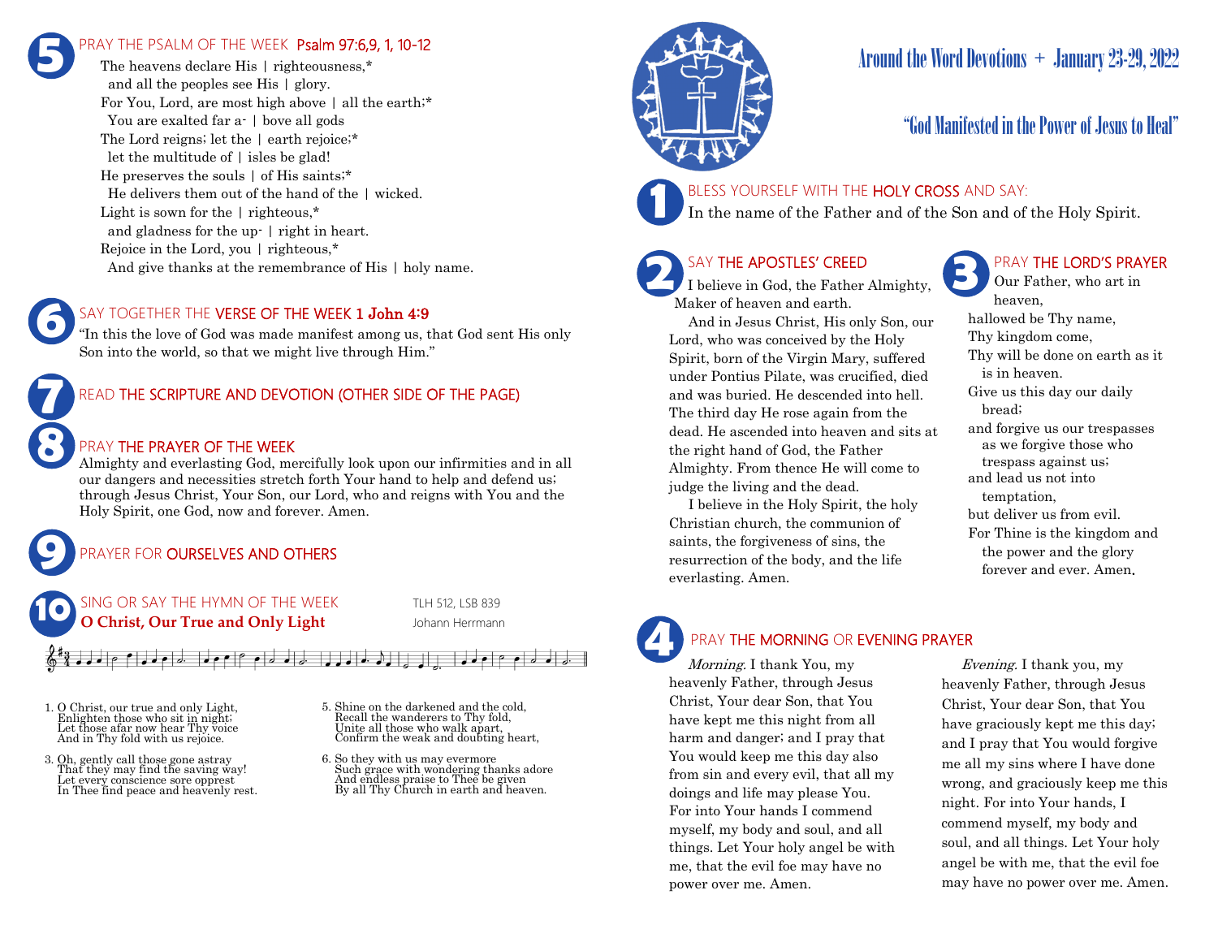# Around the Word Devotions + January 23-29, 2022

## "God Manifested in the Power of Jesus to Heal"

### 1 BLESS YOURSELF WITH THE HOLY CROSS AND SAY:

In the name of the Father and of the Son and of the Holy Spirit.

### 2 SAY THE APOSTLES' CREED

I believe in God, the Father Almighty, Maker of heaven and earth.

And in Jesus Christ, His only Son, our Lord, who was conceived by the Holy Spirit, born of the Virgin Mary, suffered under Pontius Pilate, was crucified, died and was buried. He descended into hell. The third day He rose again from the dead. He ascended into heaven and sits at the right hand of God, the Father Almighty. From thence He will come to judge the living and the dead.

I believe in the Holy Spirit, the holy Christian church, the communion of saints, the forgiveness of sins, the resurrection of the body, and the life everlasting. Amen.

### 3 PRAY THE LORD'S PRAYER

Our Father, who art in heaven,
hallowed be Thy name,
Thy kingdom come,
Thy will be done on earth as it is in heaven.
Give us this day our daily bread;
and forgive us our trespasses as we forgive those who trespass against us;
and lead us not into temptation,
but deliver us from evil.
For Thine is the kingdom and the power and the glory forever and ever. Amen.

### 4 PRAY THE MORNING OR EVENING PRAYER

*Morning.* I thank You, my heavenly Father, through Jesus Christ, Your dear Son, that You have kept me this night from all harm and danger; and I pray that You would keep me this day also from sin and every evil, that all my doings and life may please You. For into Your hands I commend myself, my body and soul, and all things. Let Your holy angel be with me, that the evil foe may have no power over me. Amen.

*Evening.* I thank you, my heavenly Father, through Jesus Christ, Your dear Son, that You have graciously kept me this day; and I pray that You would forgive me all my sins where I have done wrong, and graciously keep me this night. For into Your hands, I commend myself, my body and soul, and all things. Let Your holy angel be with me, that the evil foe may have no power over me. Amen.

### 5 PRAY THE PSALM OF THE WEEK Psalm 97:6,9, 1, 10-12

The heavens declare His | righteousness,*
and all the peoples see His | glory.
For You, Lord, are most high above | all the earth;*
You are exalted far a- | bove all gods
The Lord reigns; let the | earth rejoice;*
let the multitude of | isles be glad!
He preserves the souls | of His saints;*
He delivers them out of the hand of the | wicked.
Light is sown for the | righteous,*
and gladness for the up- | right in heart.
Rejoice in the Lord, you | righteous,*
And give thanks at the remembrance of His | holy name.

### 6 SAY TOGETHER THE VERSE OF THE WEEK 1 John 4:9

"In this the love of God was made manifest among us, that God sent His only Son into the world, so that we might live through Him."

### 7 READ THE SCRIPTURE AND DEVOTION (OTHER SIDE OF THE PAGE)

### 8 PRAY THE PRAYER OF THE WEEK

Almighty and everlasting God, mercifully look upon our infirmities and in all our dangers and necessities stretch forth Your hand to help and defend us; through Jesus Christ, Your Son, our Lord, who and reigns with You and the Holy Spirit, one God, now and forever. Amen.

### 9 PRAYER FOR OURSELVES AND OTHERS

### 10 SING OR SAY THE HYMN OF THE WEEK

**O Christ, Our True and Only Light** — TLH 512, LSB 839 — Johann Herrmann

1. O Christ, our true and only Light,
Enlighten those who sit in night;
Let those afar now hear Thy voice
And in Thy fold with us rejoice.

3. Oh, gently call those gone astray
That they may find the saving way!
Let every conscience sore opprest
In Thee find peace and heavenly rest.

5. Shine on the darkened and the cold,
Recall the wanderers to Thy fold,
Unite all those who walk apart,
Confirm the weak and doubting heart,

6. So they with us may evermore
Such grace with wondering thanks adore
And endless praise to Thee be given
By all Thy Church in earth and heaven.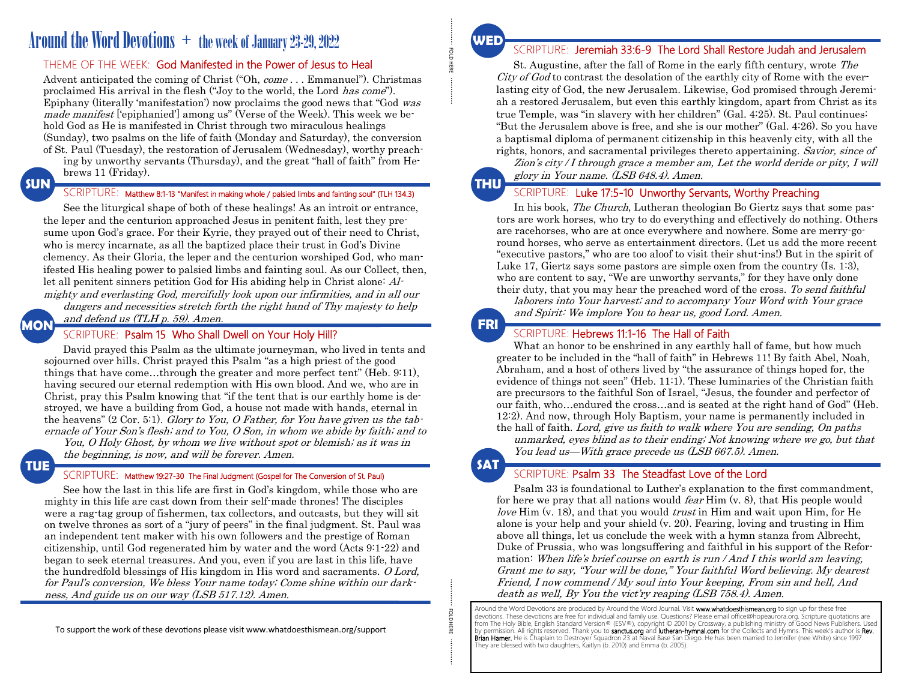# Around the Word Devotions + the week of January 23-29, 2022

THEME OF THE WEEK: **God Manifested in the Power of Jesus to Heal**

Advent anticipated the coming of Christ ("Oh, *come* . . . Emmanuel"). Christmas proclaimed His arrival in the flesh ("Joy to the world, the Lord *has come*"). Epiphany (literally 'manifestation') now proclaims the good news that "God *was made manifest* ['epiphanied'] among us" (Verse of the Week). This week we behold God as He is manifested in Christ through two miraculous healings (Sunday), two psalms on the life of faith (Monday and Saturday), the conversion of St. Paul (Tuesday), the restoration of Jerusalem (Wednesday), worthy preaching by unworthy servants (Thursday), and the great "hall of faith" from Hebrews 11 (Friday).

## SUN

SCRIPTURE: **Matthew 8:1-13 "Manifest in making whole / palsied limbs and fainting soul" (TLH 134.3)**

See the liturgical shape of both of these healings! As an introit or entrance, the leper and the centurion approached Jesus in penitent faith, lest they presume upon God's grace. For their Kyrie, they prayed out of their need to Christ, who is mercy incarnate, as all the baptized place their trust in God's Divine clemency. As their Gloria, the leper and the centurion worshiped God, who manifested His healing power to palsied limbs and fainting soul. As our Collect, then, let all penitent sinners petition God for His abiding help in Christ alone: *Almighty and everlasting God, mercifully look upon our infirmities, and in all our dangers and necessities stretch forth the right hand of Thy majesty to help and defend us (TLH p. 59). Amen.*

## MON

SCRIPTURE: **Psalm 15 Who Shall Dwell on Your Holy Hill?**

David prayed this Psalm as the ultimate journeyman, who lived in tents and sojourned over hills. Christ prayed this Psalm "as a high priest of the good things that have come…through the greater and more perfect tent" (Heb. 9:11), having secured our eternal redemption with His own blood. And we, who are in Christ, pray this Psalm knowing that "if the tent that is our earthly home is destroyed, we have a building from God, a house not made with hands, eternal in the heavens" (2 Cor. 5:1). *Glory to You, O Father, for You have given us the tabernacle of Your Son's flesh; and to You, O Son, in whom we abide by faith; and to You, O Holy Ghost, by whom we live without spot or blemish; as it was in the beginning, is now, and will be forever. Amen.*

## TUE

SCRIPTURE: **Matthew 19:27-30 The Final Judgment (Gospel for The Conversion of St. Paul)**

See how the last in this life are first in God's kingdom, while those who are mighty in this life are cast down from their self-made thrones! The disciples were a rag-tag group of fishermen, tax collectors, and outcasts, but they will sit on twelve thrones as sort of a "jury of peers" in the final judgment. St. Paul was an independent tent maker with his own followers and the prestige of Roman citizenship, until God regenerated him by water and the word (Acts 9:1-22) and began to seek eternal treasures. And you, even if you are last in this life, have the hundredfold blessings of His kingdom in His word and sacraments. *O Lord, for Paul's conversion, We bless Your name today; Come shine within our darkness, And guide us on our way (LSB 517.12). Amen.*

To support the work of these devotions please visit www.whatdoesthismean.org/support

## WED

SCRIPTURE: **Jeremiah 33:6-9 The Lord Shall Restore Judah and Jerusalem**

St. Augustine, after the fall of Rome in the early fifth century, wrote *The City of God* to contrast the desolation of the earthly city of Rome with the everlasting city of God, the new Jerusalem. Likewise, God promised through Jeremiah a restored Jerusalem, but even this earthly kingdom, apart from Christ as its true Temple, was "in slavery with her children" (Gal. 4:25). St. Paul continues: "But the Jerusalem above is free, and she is our mother" (Gal. 4:26). So you have a baptismal diploma of permanent citizenship in this heavenly city, with all the rights, honors, and sacramental privileges thereto appertaining. *Savior, since of Zion's city / I through grace a member am, Let the world deride or pity, I will glory in Your name. (LSB 648.4). Amen.*

## THU

SCRIPTURE: **Luke 17:5-10 Unworthy Servants, Worthy Preaching**

In his book, *The Church*, Lutheran theologian Bo Giertz says that some pastors are work horses, who try to do everything and effectively do nothing. Others are racehorses, who are at once everywhere and nowhere. Some are merry-go-round horses, who serve as entertainment directors. (Let us add the more recent "executive pastors," who are too aloof to visit their shut-ins!) But in the spirit of Luke 17, Giertz says some pastors are simple oxen from the country (Is. 1:3), who are content to say, "We are unworthy servants," for they have only done their duty, that you may hear the preached word of the cross. *To send faithful laborers into Your harvest; and to accompany Your Word with Your grace and Spirit: We implore You to hear us, good Lord. Amen.*

## FRI

SCRIPTURE: **Hebrews 11:1-16 The Hall of Faith**

What an honor to be enshrined in any earthly hall of fame, but how much greater to be included in the "hall of faith" in Hebrews 11! By faith Abel, Noah, Abraham, and a host of others lived by "the assurance of things hoped for, the evidence of things not seen" (Heb. 11:1). These luminaries of the Christian faith are precursors to the faithful Son of Israel, "Jesus, the founder and perfector of our faith, who…endured the cross…and is seated at the right hand of God" (Heb. 12:2). And now, through Holy Baptism, your name is permanently included in the hall of faith. *Lord, give us faith to walk where You are sending, On paths unmarked, eyes blind as to their ending; Not knowing where we go, but that You lead us—With grace precede us (LSB 667.5). Amen.*

## SAT

SCRIPTURE: **Psalm 33 The Steadfast Love of the Lord**

Psalm 33 is foundational to Luther's explanation to the first commandment, for here we pray that all nations would *fear* Him (v. 8), that His people would *love* Him (v. 18), and that you would *trust* in Him and wait upon Him, for He alone is your help and your shield (v. 20). Fearing, loving and trusting in Him above all things, let us conclude the week with a hymn stanza from Albrecht, Duke of Prussia, who was longsuffering and faithful in his support of the Reformation: *When life's brief course on earth is run / And I this world am leaving, Grant me to say, "Your will be done," Your faithful Word believing. My dearest Friend, I now commend / My soul into Your keeping, From sin and hell, And death as well, By You the vict'ry reaping (LSB 758.4). Amen.*

Around the Word Devotions are produced by Around the Word Journal. Visit **www.whatdoesthismean.org** to sign up for these free devotions. These devotions are free for individual and family use. Questions? Please email office@hopeaurora.org. Scripture quotations are from The Holy Bible, English Standard Version® (ESV®), copyright © 2001 by Crossway, a publishing ministry of Good News Publishers. Used by permission. All rights reserved. Thank you to **sanctus.org** and **lutheran-hymnal.com** for the Collects and Hymns. This week's author is **Rev. Brian Hamer**. He is Chaplain to Destroyer Squadron 23 at Naval Base San Diego. He has been married to Jennifer (nee White) since 1997. They are blessed with two daughters, Kaitlyn (b. 2010) and Emma (b. 2005).